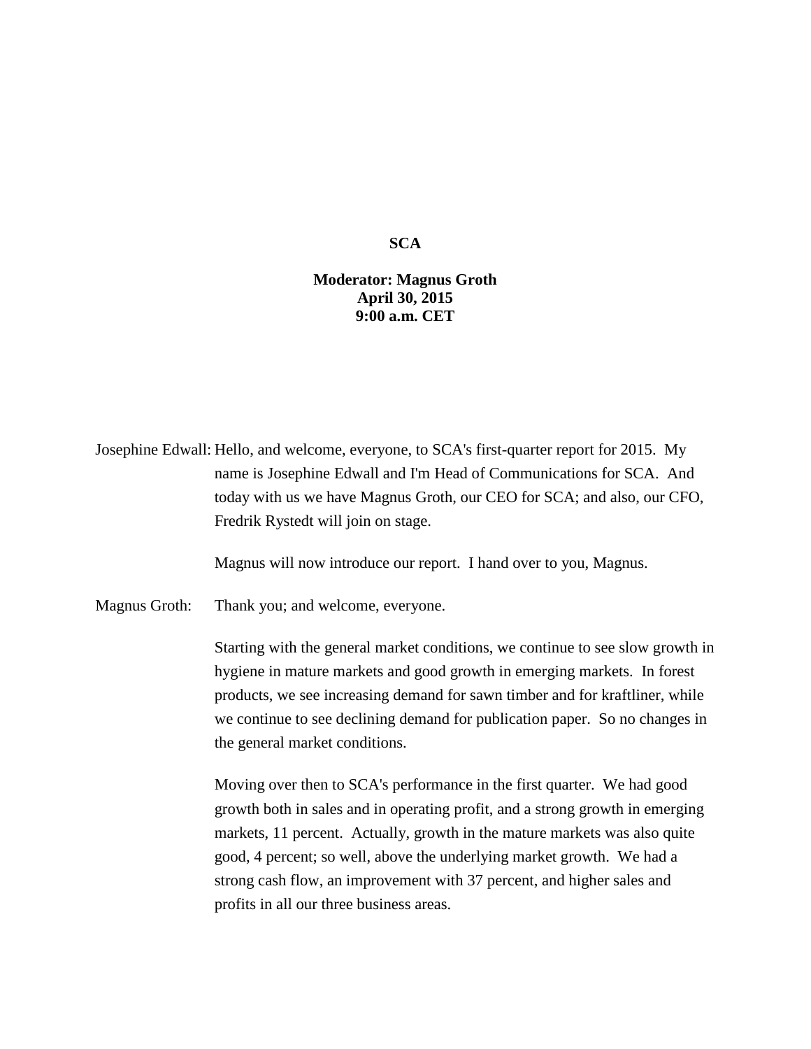**SCA**

**Moderator: Magnus Groth**
**April 30, 2015**
**9:00 a.m. CET**

Josephine Edwall: Hello, and welcome, everyone, to SCA's first-quarter report for 2015. My name is Josephine Edwall and I'm Head of Communications for SCA. And today with us we have Magnus Groth, our CEO for SCA; and also, our CFO, Fredrik Rystedt will join on stage.

Magnus will now introduce our report. I hand over to you, Magnus.

Magnus Groth: Thank you; and welcome, everyone.

Starting with the general market conditions, we continue to see slow growth in hygiene in mature markets and good growth in emerging markets. In forest products, we see increasing demand for sawn timber and for kraftliner, while we continue to see declining demand for publication paper. So no changes in the general market conditions.

Moving over then to SCA's performance in the first quarter. We had good growth both in sales and in operating profit, and a strong growth in emerging markets, 11 percent. Actually, growth in the mature markets was also quite good, 4 percent; so well, above the underlying market growth. We had a strong cash flow, an improvement with 37 percent, and higher sales and profits in all our three business areas.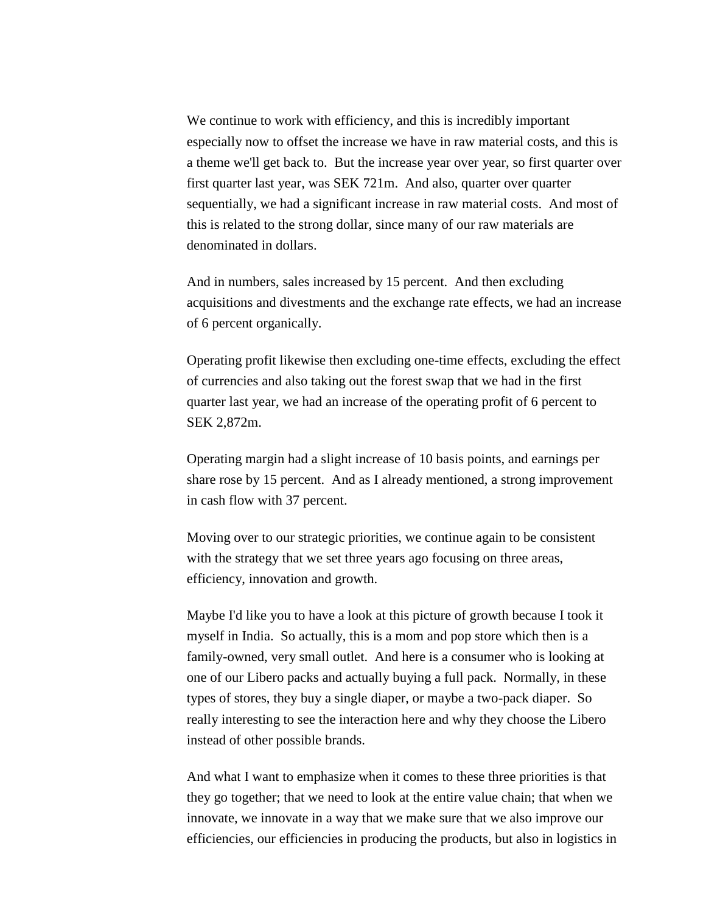We continue to work with efficiency, and this is incredibly important especially now to offset the increase we have in raw material costs, and this is a theme we'll get back to.  But the increase year over year, so first quarter over first quarter last year, was SEK 721m.  And also, quarter over quarter sequentially, we had a significant increase in raw material costs.  And most of this is related to the strong dollar, since many of our raw materials are denominated in dollars.

And in numbers, sales increased by 15 percent.  And then excluding acquisitions and divestments and the exchange rate effects, we had an increase of 6 percent organically.

Operating profit likewise then excluding one-time effects, excluding the effect of currencies and also taking out the forest swap that we had in the first quarter last year, we had an increase of the operating profit of 6 percent to SEK 2,872m.

Operating margin had a slight increase of 10 basis points, and earnings per share rose by 15 percent.  And as I already mentioned, a strong improvement in cash flow with 37 percent.

Moving over to our strategic priorities, we continue again to be consistent with the strategy that we set three years ago focusing on three areas, efficiency, innovation and growth.

Maybe I'd like you to have a look at this picture of growth because I took it myself in India.  So actually, this is a mom and pop store which then is a family-owned, very small outlet.  And here is a consumer who is looking at one of our Libero packs and actually buying a full pack.  Normally, in these types of stores, they buy a single diaper, or maybe a two-pack diaper.  So really interesting to see the interaction here and why they choose the Libero instead of other possible brands.

And what I want to emphasize when it comes to these three priorities is that they go together; that we need to look at the entire value chain; that when we innovate, we innovate in a way that we make sure that we also improve our efficiencies, our efficiencies in producing the products, but also in logistics in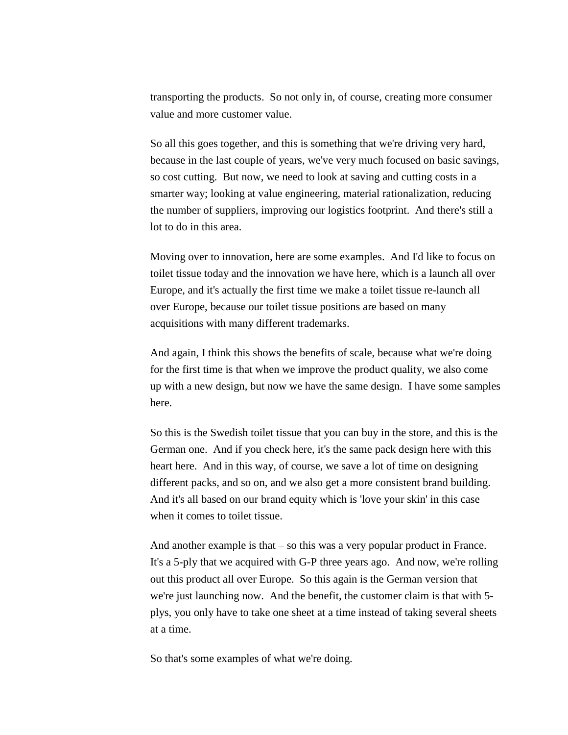transporting the products. So not only in, of course, creating more consumer value and more customer value.

So all this goes together, and this is something that we're driving very hard, because in the last couple of years, we've very much focused on basic savings, so cost cutting. But now, we need to look at saving and cutting costs in a smarter way; looking at value engineering, material rationalization, reducing the number of suppliers, improving our logistics footprint. And there's still a lot to do in this area.

Moving over to innovation, here are some examples. And I'd like to focus on toilet tissue today and the innovation we have here, which is a launch all over Europe, and it's actually the first time we make a toilet tissue re-launch all over Europe, because our toilet tissue positions are based on many acquisitions with many different trademarks.

And again, I think this shows the benefits of scale, because what we're doing for the first time is that when we improve the product quality, we also come up with a new design, but now we have the same design. I have some samples here.

So this is the Swedish toilet tissue that you can buy in the store, and this is the German one. And if you check here, it's the same pack design here with this heart here. And in this way, of course, we save a lot of time on designing different packs, and so on, and we also get a more consistent brand building. And it's all based on our brand equity which is 'love your skin' in this case when it comes to toilet tissue.

And another example is that – so this was a very popular product in France. It's a 5-ply that we acquired with G-P three years ago. And now, we're rolling out this product all over Europe. So this again is the German version that we're just launching now. And the benefit, the customer claim is that with 5-plys, you only have to take one sheet at a time instead of taking several sheets at a time.

So that's some examples of what we're doing.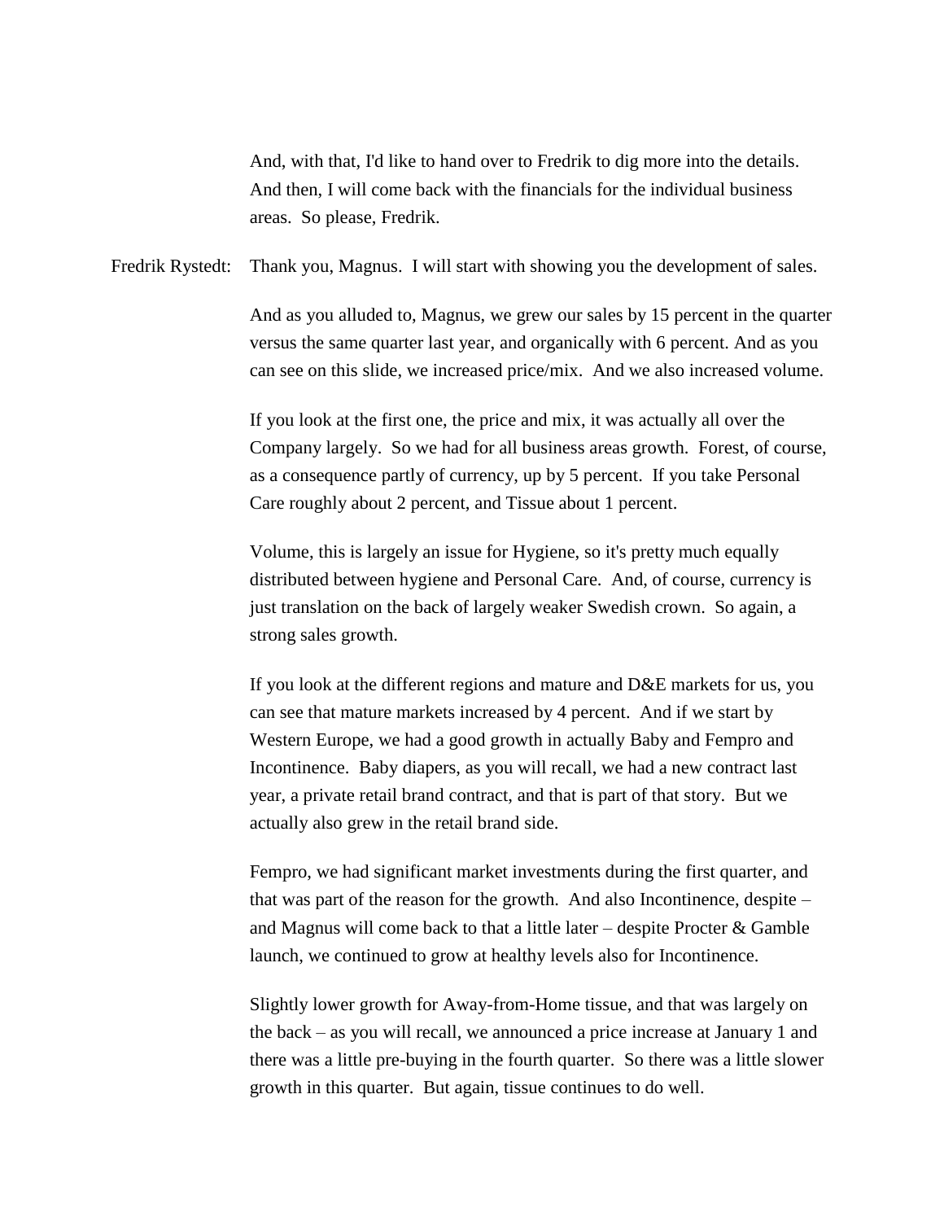And, with that, I'd like to hand over to Fredrik to dig more into the details. And then, I will come back with the financials for the individual business areas. So please, Fredrik.

Fredrik Rystedt: Thank you, Magnus. I will start with showing you the development of sales.

And as you alluded to, Magnus, we grew our sales by 15 percent in the quarter versus the same quarter last year, and organically with 6 percent. And as you can see on this slide, we increased price/mix. And we also increased volume.

If you look at the first one, the price and mix, it was actually all over the Company largely. So we had for all business areas growth. Forest, of course, as a consequence partly of currency, up by 5 percent. If you take Personal Care roughly about 2 percent, and Tissue about 1 percent.

Volume, this is largely an issue for Hygiene, so it's pretty much equally distributed between hygiene and Personal Care. And, of course, currency is just translation on the back of largely weaker Swedish crown. So again, a strong sales growth.

If you look at the different regions and mature and D&E markets for us, you can see that mature markets increased by 4 percent. And if we start by Western Europe, we had a good growth in actually Baby and Fempro and Incontinence. Baby diapers, as you will recall, we had a new contract last year, a private retail brand contract, and that is part of that story. But we actually also grew in the retail brand side.

Fempro, we had significant market investments during the first quarter, and that was part of the reason for the growth. And also Incontinence, despite – and Magnus will come back to that a little later – despite Procter & Gamble launch, we continued to grow at healthy levels also for Incontinence.

Slightly lower growth for Away-from-Home tissue, and that was largely on the back – as you will recall, we announced a price increase at January 1 and there was a little pre-buying in the fourth quarter. So there was a little slower growth in this quarter. But again, tissue continues to do well.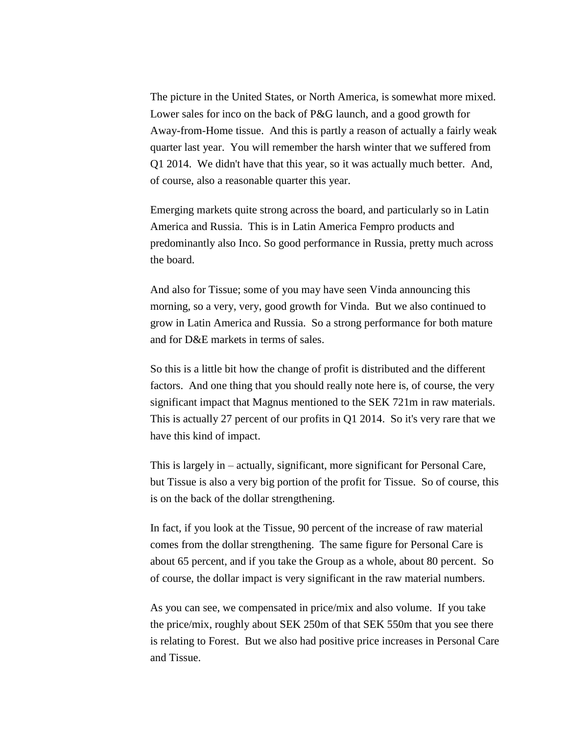The picture in the United States, or North America, is somewhat more mixed. Lower sales for inco on the back of P&G launch, and a good growth for Away-from-Home tissue. And this is partly a reason of actually a fairly weak quarter last year. You will remember the harsh winter that we suffered from Q1 2014. We didn't have that this year, so it was actually much better. And, of course, also a reasonable quarter this year.

Emerging markets quite strong across the board, and particularly so in Latin America and Russia. This is in Latin America Fempro products and predominantly also Inco. So good performance in Russia, pretty much across the board.

And also for Tissue; some of you may have seen Vinda announcing this morning, so a very, very, good growth for Vinda. But we also continued to grow in Latin America and Russia. So a strong performance for both mature and for D&E markets in terms of sales.

So this is a little bit how the change of profit is distributed and the different factors. And one thing that you should really note here is, of course, the very significant impact that Magnus mentioned to the SEK 721m in raw materials. This is actually 27 percent of our profits in Q1 2014. So it's very rare that we have this kind of impact.

This is largely in – actually, significant, more significant for Personal Care, but Tissue is also a very big portion of the profit for Tissue. So of course, this is on the back of the dollar strengthening.

In fact, if you look at the Tissue, 90 percent of the increase of raw material comes from the dollar strengthening. The same figure for Personal Care is about 65 percent, and if you take the Group as a whole, about 80 percent. So of course, the dollar impact is very significant in the raw material numbers.

As you can see, we compensated in price/mix and also volume. If you take the price/mix, roughly about SEK 250m of that SEK 550m that you see there is relating to Forest. But we also had positive price increases in Personal Care and Tissue.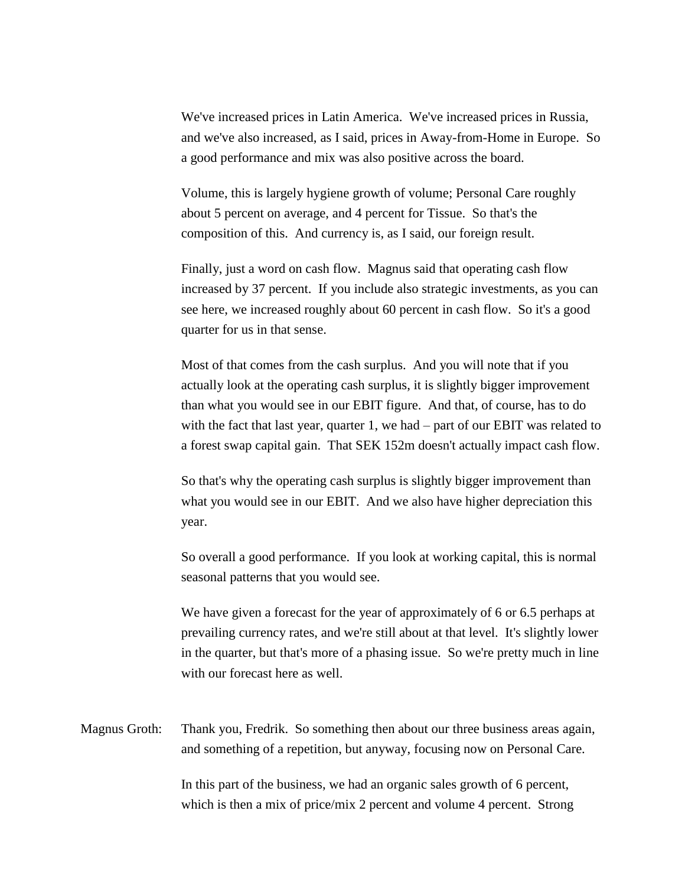We've increased prices in Latin America. We've increased prices in Russia, and we've also increased, as I said, prices in Away-from-Home in Europe. So a good performance and mix was also positive across the board.

Volume, this is largely hygiene growth of volume; Personal Care roughly about 5 percent on average, and 4 percent for Tissue. So that's the composition of this. And currency is, as I said, our foreign result.

Finally, just a word on cash flow. Magnus said that operating cash flow increased by 37 percent. If you include also strategic investments, as you can see here, we increased roughly about 60 percent in cash flow. So it's a good quarter for us in that sense.

Most of that comes from the cash surplus. And you will note that if you actually look at the operating cash surplus, it is slightly bigger improvement than what you would see in our EBIT figure. And that, of course, has to do with the fact that last year, quarter 1, we had – part of our EBIT was related to a forest swap capital gain. That SEK 152m doesn't actually impact cash flow.

So that's why the operating cash surplus is slightly bigger improvement than what you would see in our EBIT. And we also have higher depreciation this year.

So overall a good performance. If you look at working capital, this is normal seasonal patterns that you would see.

We have given a forecast for the year of approximately of 6 or 6.5 perhaps at prevailing currency rates, and we're still about at that level. It's slightly lower in the quarter, but that's more of a phasing issue. So we're pretty much in line with our forecast here as well.

Magnus Groth: Thank you, Fredrik. So something then about our three business areas again, and something of a repetition, but anyway, focusing now on Personal Care.

In this part of the business, we had an organic sales growth of 6 percent, which is then a mix of price/mix 2 percent and volume 4 percent. Strong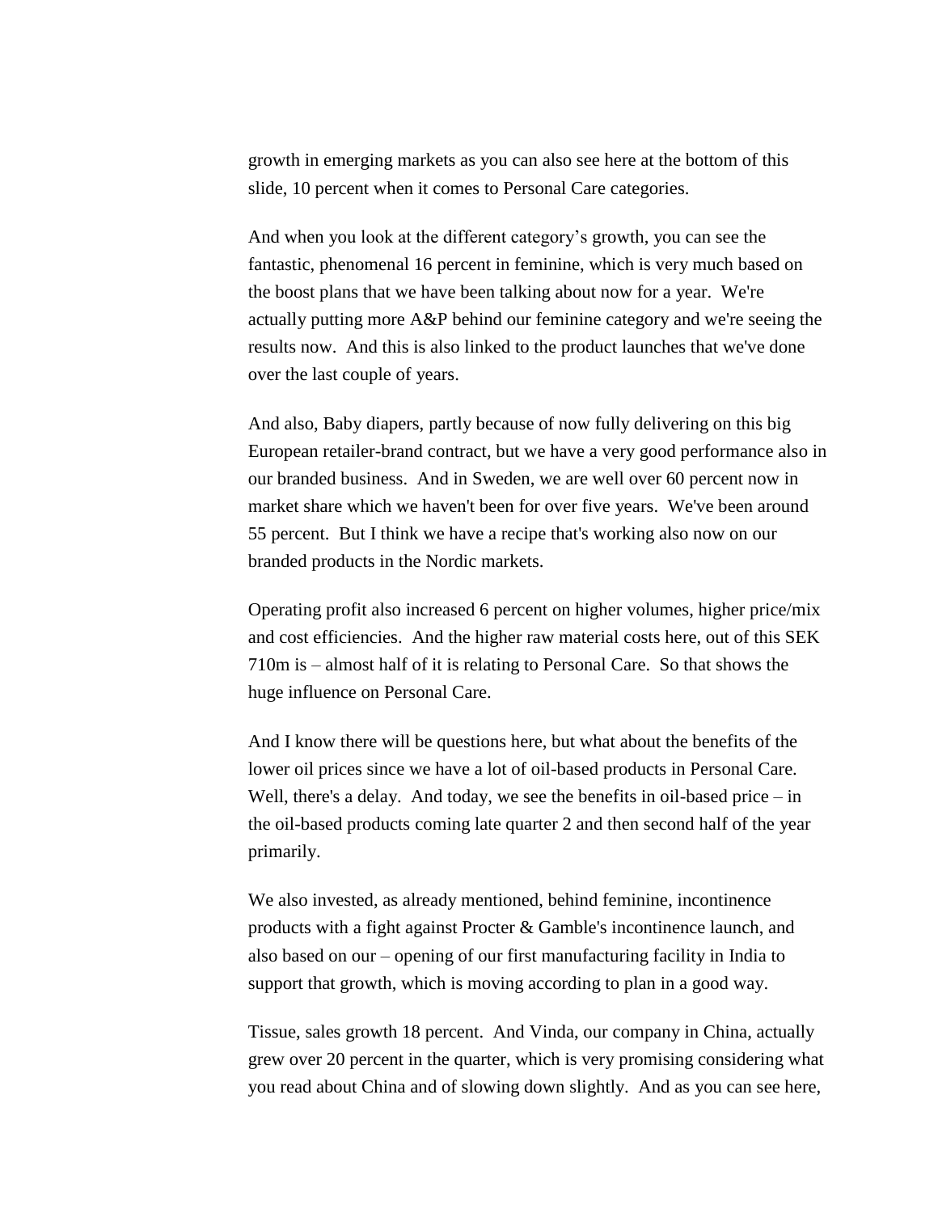growth in emerging markets as you can also see here at the bottom of this slide, 10 percent when it comes to Personal Care categories.

And when you look at the different category's growth, you can see the fantastic, phenomenal 16 percent in feminine, which is very much based on the boost plans that we have been talking about now for a year. We're actually putting more A&P behind our feminine category and we're seeing the results now. And this is also linked to the product launches that we've done over the last couple of years.

And also, Baby diapers, partly because of now fully delivering on this big European retailer-brand contract, but we have a very good performance also in our branded business. And in Sweden, we are well over 60 percent now in market share which we haven't been for over five years. We've been around 55 percent. But I think we have a recipe that's working also now on our branded products in the Nordic markets.

Operating profit also increased 6 percent on higher volumes, higher price/mix and cost efficiencies. And the higher raw material costs here, out of this SEK 710m is – almost half of it is relating to Personal Care. So that shows the huge influence on Personal Care.

And I know there will be questions here, but what about the benefits of the lower oil prices since we have a lot of oil-based products in Personal Care. Well, there's a delay. And today, we see the benefits in oil-based price – in the oil-based products coming late quarter 2 and then second half of the year primarily.

We also invested, as already mentioned, behind feminine, incontinence products with a fight against Procter & Gamble's incontinence launch, and also based on our – opening of our first manufacturing facility in India to support that growth, which is moving according to plan in a good way.

Tissue, sales growth 18 percent. And Vinda, our company in China, actually grew over 20 percent in the quarter, which is very promising considering what you read about China and of slowing down slightly. And as you can see here,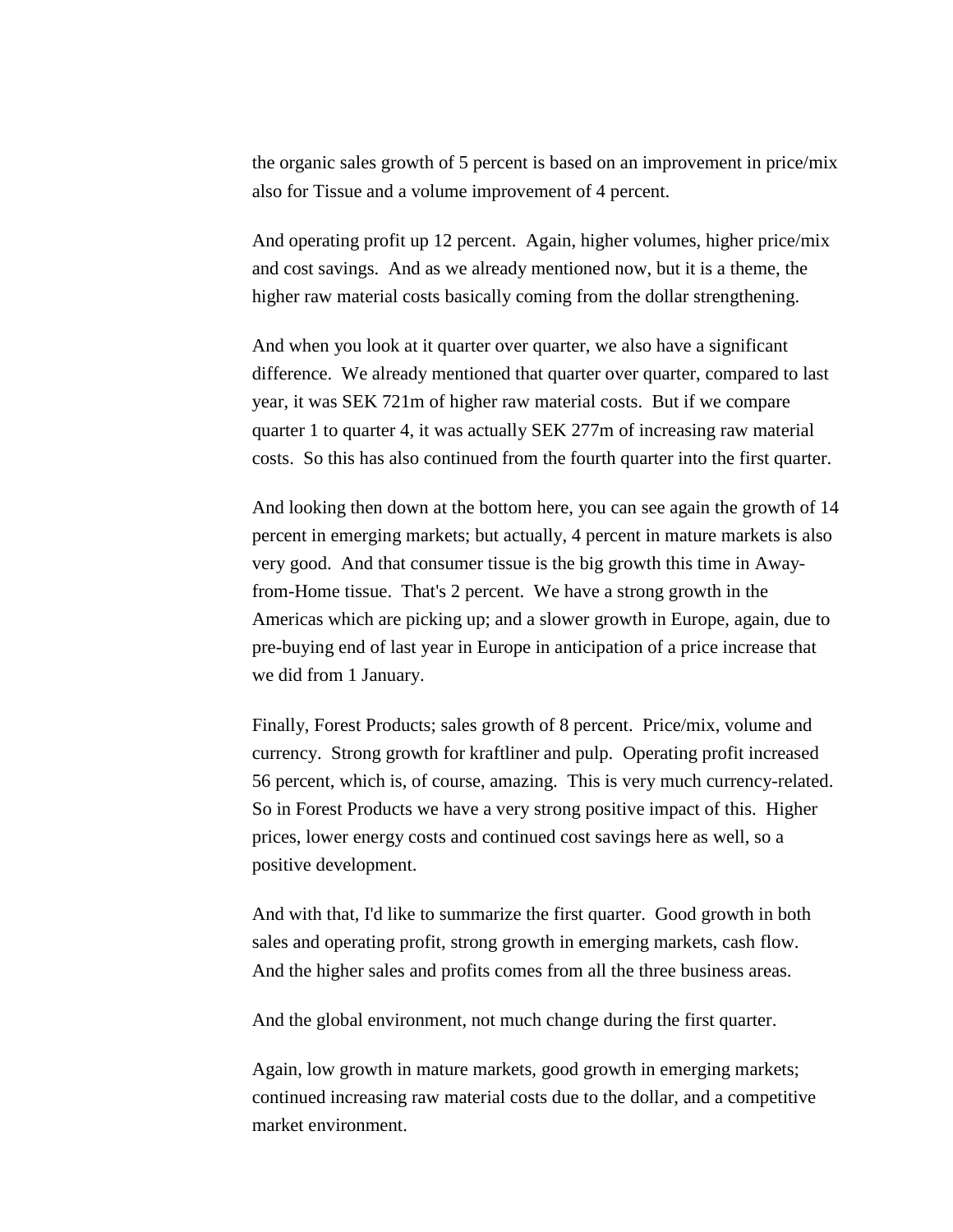the organic sales growth of 5 percent is based on an improvement in price/mix also for Tissue and a volume improvement of 4 percent.

And operating profit up 12 percent. Again, higher volumes, higher price/mix and cost savings. And as we already mentioned now, but it is a theme, the higher raw material costs basically coming from the dollar strengthening.

And when you look at it quarter over quarter, we also have a significant difference. We already mentioned that quarter over quarter, compared to last year, it was SEK 721m of higher raw material costs. But if we compare quarter 1 to quarter 4, it was actually SEK 277m of increasing raw material costs. So this has also continued from the fourth quarter into the first quarter.

And looking then down at the bottom here, you can see again the growth of 14 percent in emerging markets; but actually, 4 percent in mature markets is also very good. And that consumer tissue is the big growth this time in Away-from-Home tissue. That's 2 percent. We have a strong growth in the Americas which are picking up; and a slower growth in Europe, again, due to pre-buying end of last year in Europe in anticipation of a price increase that we did from 1 January.

Finally, Forest Products; sales growth of 8 percent. Price/mix, volume and currency. Strong growth for kraftliner and pulp. Operating profit increased 56 percent, which is, of course, amazing. This is very much currency-related. So in Forest Products we have a very strong positive impact of this. Higher prices, lower energy costs and continued cost savings here as well, so a positive development.

And with that, I'd like to summarize the first quarter. Good growth in both sales and operating profit, strong growth in emerging markets, cash flow. And the higher sales and profits comes from all the three business areas.

And the global environment, not much change during the first quarter.

Again, low growth in mature markets, good growth in emerging markets; continued increasing raw material costs due to the dollar, and a competitive market environment.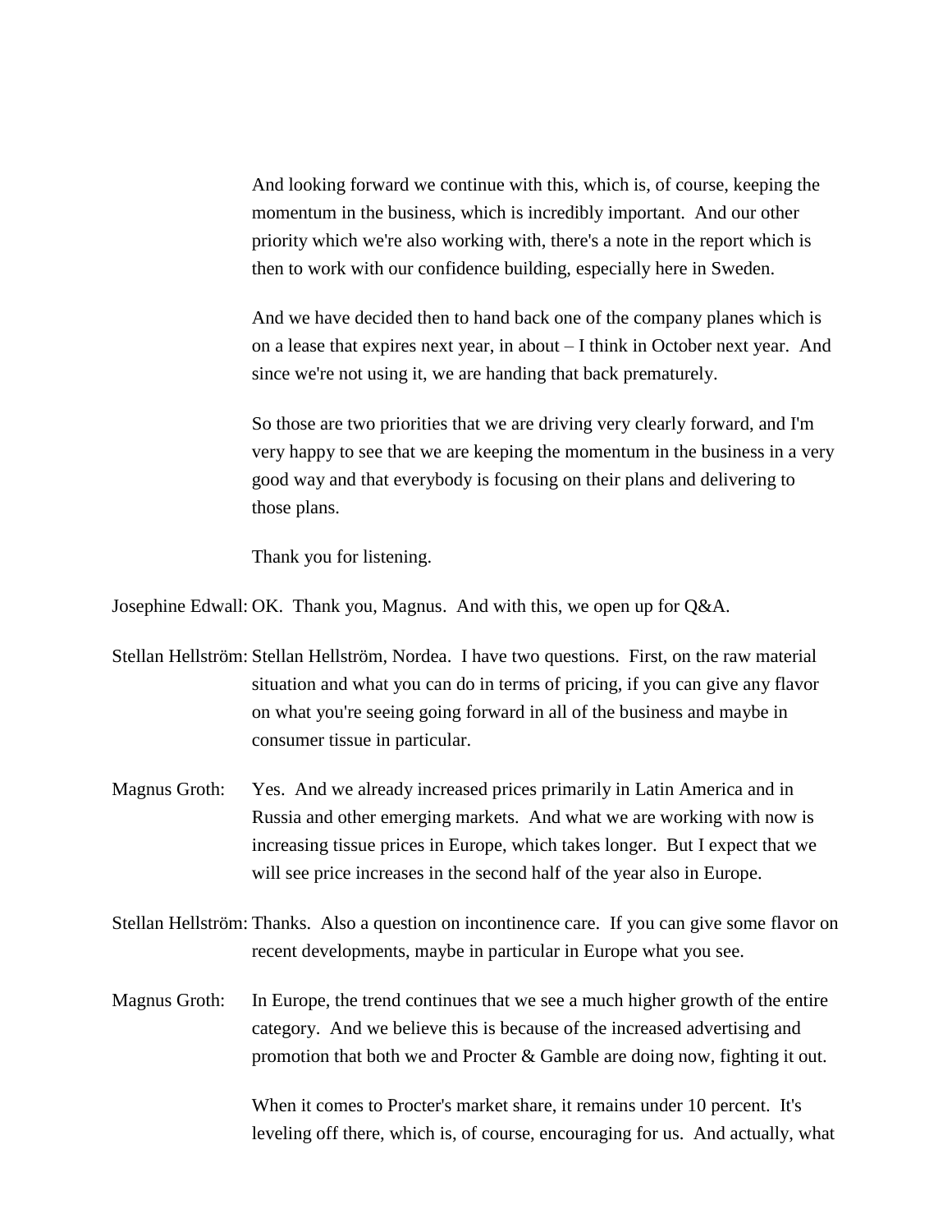And looking forward we continue with this, which is, of course, keeping the momentum in the business, which is incredibly important. And our other priority which we're also working with, there's a note in the report which is then to work with our confidence building, especially here in Sweden.

And we have decided then to hand back one of the company planes which is on a lease that expires next year, in about – I think in October next year. And since we're not using it, we are handing that back prematurely.

So those are two priorities that we are driving very clearly forward, and I'm very happy to see that we are keeping the momentum in the business in a very good way and that everybody is focusing on their plans and delivering to those plans.

Thank you for listening.

Josephine Edwall: OK. Thank you, Magnus. And with this, we open up for Q&A.

Stellan Hellström: Stellan Hellström, Nordea. I have two questions. First, on the raw material situation and what you can do in terms of pricing, if you can give any flavor on what you're seeing going forward in all of the business and maybe in consumer tissue in particular.

Magnus Groth: Yes. And we already increased prices primarily in Latin America and in Russia and other emerging markets. And what we are working with now is increasing tissue prices in Europe, which takes longer. But I expect that we will see price increases in the second half of the year also in Europe.

Stellan Hellström: Thanks. Also a question on incontinence care. If you can give some flavor on recent developments, maybe in particular in Europe what you see.

Magnus Groth: In Europe, the trend continues that we see a much higher growth of the entire category. And we believe this is because of the increased advertising and promotion that both we and Procter & Gamble are doing now, fighting it out.

When it comes to Procter's market share, it remains under 10 percent. It's leveling off there, which is, of course, encouraging for us. And actually, what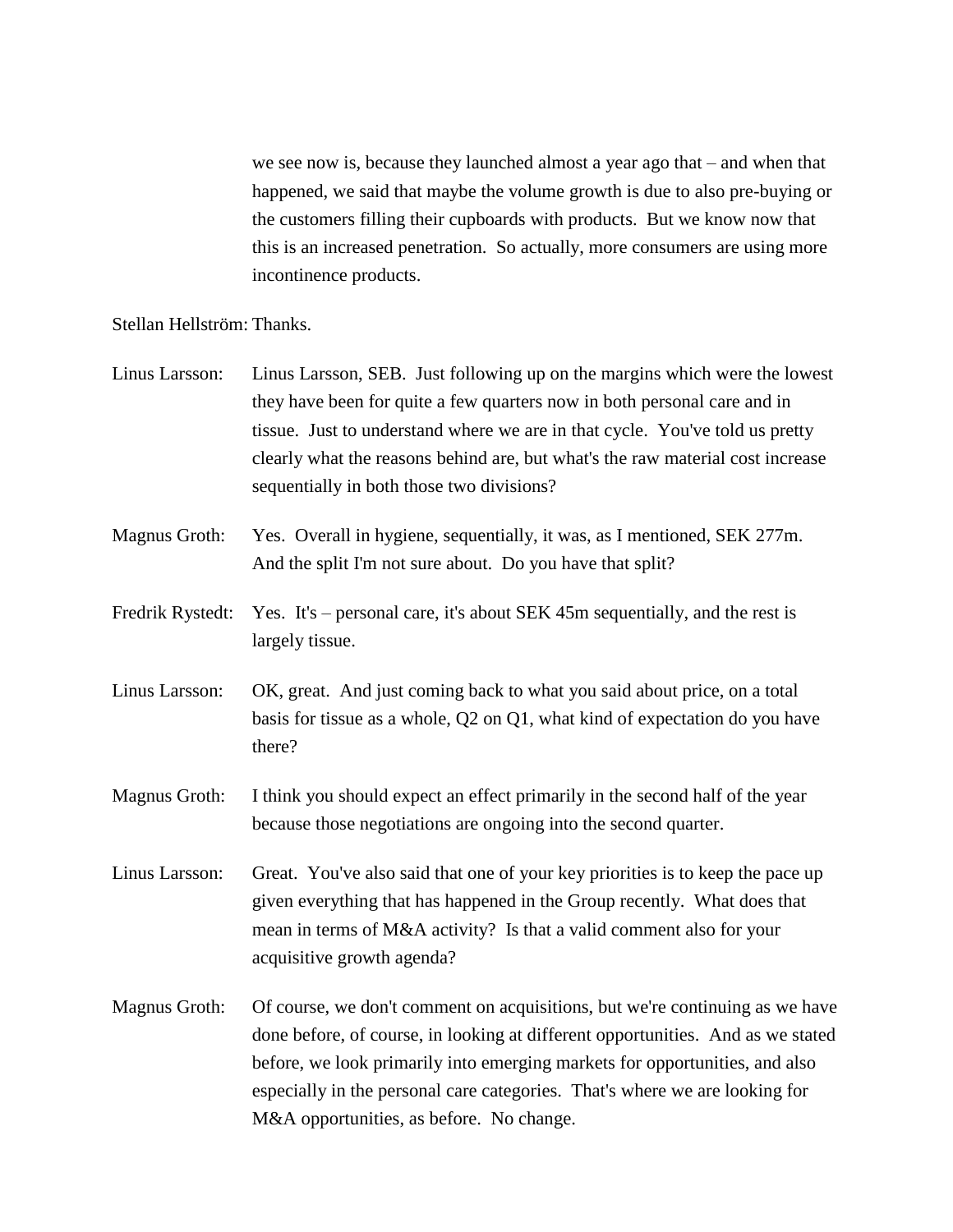we see now is, because they launched almost a year ago that – and when that happened, we said that maybe the volume growth is due to also pre-buying or the customers filling their cupboards with products. But we know now that this is an increased penetration. So actually, more consumers are using more incontinence products.

Stellan Hellström: Thanks.

Linus Larsson: Linus Larsson, SEB. Just following up on the margins which were the lowest they have been for quite a few quarters now in both personal care and in tissue. Just to understand where we are in that cycle. You've told us pretty clearly what the reasons behind are, but what's the raw material cost increase sequentially in both those two divisions?

Magnus Groth: Yes. Overall in hygiene, sequentially, it was, as I mentioned, SEK 277m. And the split I'm not sure about. Do you have that split?

Fredrik Rystedt: Yes. It's – personal care, it's about SEK 45m sequentially, and the rest is largely tissue.

Linus Larsson: OK, great. And just coming back to what you said about price, on a total basis for tissue as a whole, Q2 on Q1, what kind of expectation do you have there?

Magnus Groth: I think you should expect an effect primarily in the second half of the year because those negotiations are ongoing into the second quarter.

Linus Larsson: Great. You've also said that one of your key priorities is to keep the pace up given everything that has happened in the Group recently. What does that mean in terms of M&A activity? Is that a valid comment also for your acquisitive growth agenda?

Magnus Groth: Of course, we don't comment on acquisitions, but we're continuing as we have done before, of course, in looking at different opportunities. And as we stated before, we look primarily into emerging markets for opportunities, and also especially in the personal care categories. That's where we are looking for M&A opportunities, as before. No change.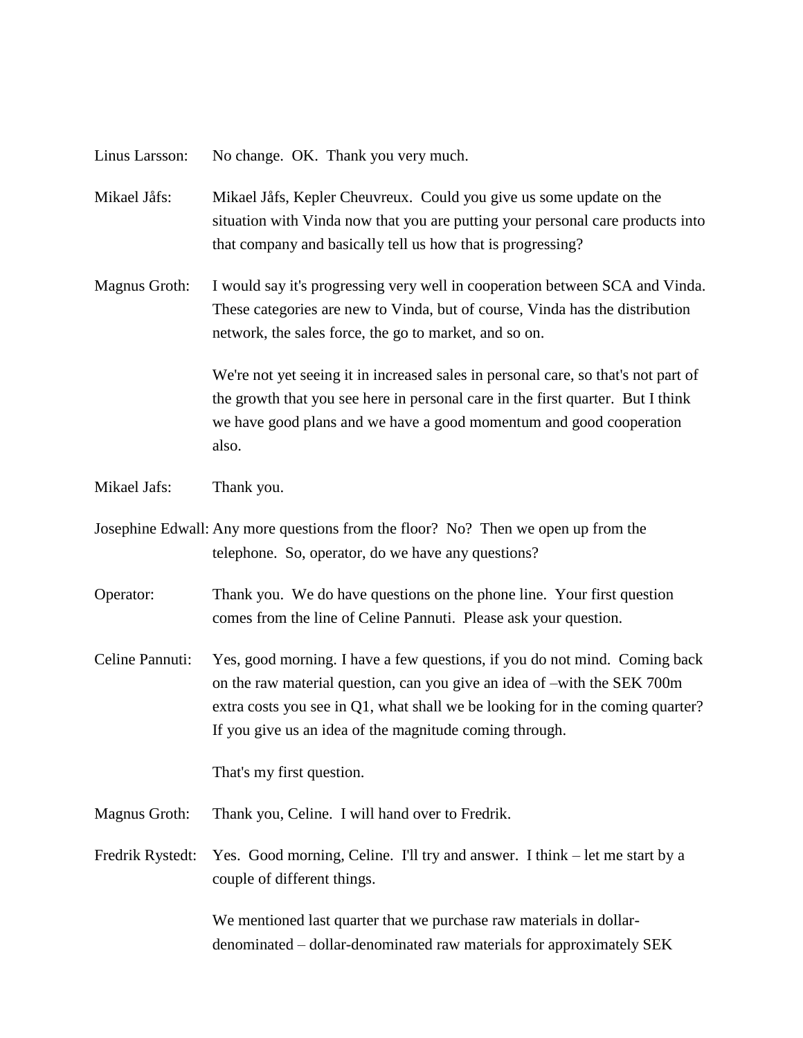Linus Larsson: No change. OK. Thank you very much.

Mikael Jåfs: Mikael Jåfs, Kepler Cheuvreux. Could you give us some update on the situation with Vinda now that you are putting your personal care products into that company and basically tell us how that is progressing?

Magnus Groth: I would say it's progressing very well in cooperation between SCA and Vinda. These categories are new to Vinda, but of course, Vinda has the distribution network, the sales force, the go to market, and so on.

We're not yet seeing it in increased sales in personal care, so that's not part of the growth that you see here in personal care in the first quarter. But I think we have good plans and we have a good momentum and good cooperation also.

Mikael Jafs: Thank you.

Josephine Edwall: Any more questions from the floor? No? Then we open up from the telephone. So, operator, do we have any questions?

Operator: Thank you. We do have questions on the phone line. Your first question comes from the line of Celine Pannuti. Please ask your question.

Celine Pannuti: Yes, good morning. I have a few questions, if you do not mind. Coming back on the raw material question, can you give an idea of –with the SEK 700m extra costs you see in Q1, what shall we be looking for in the coming quarter? If you give us an idea of the magnitude coming through.

That's my first question.

Magnus Groth: Thank you, Celine. I will hand over to Fredrik.

Fredrik Rystedt: Yes. Good morning, Celine. I'll try and answer. I think – let me start by a couple of different things.

We mentioned last quarter that we purchase raw materials in dollar-denominated – dollar-denominated raw materials for approximately SEK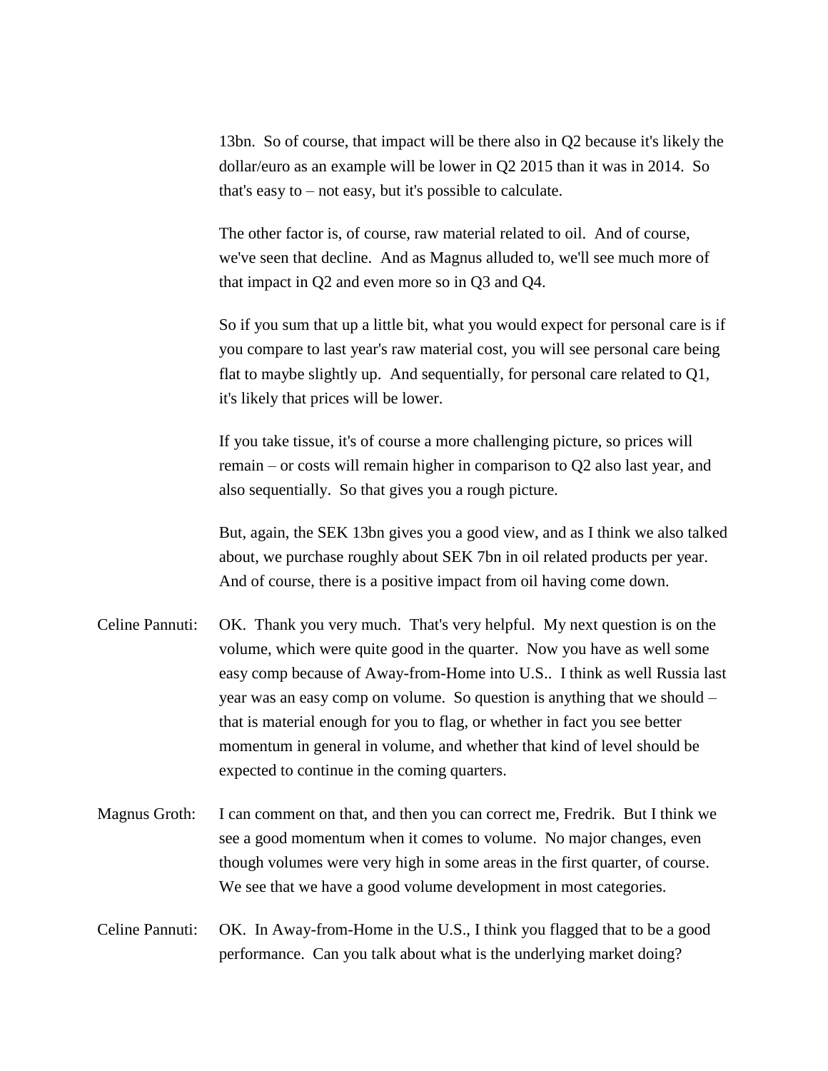13bn. So of course, that impact will be there also in Q2 because it's likely the dollar/euro as an example will be lower in Q2 2015 than it was in 2014. So that's easy to – not easy, but it's possible to calculate.

The other factor is, of course, raw material related to oil. And of course, we've seen that decline. And as Magnus alluded to, we'll see much more of that impact in Q2 and even more so in Q3 and Q4.

So if you sum that up a little bit, what you would expect for personal care is if you compare to last year's raw material cost, you will see personal care being flat to maybe slightly up. And sequentially, for personal care related to Q1, it's likely that prices will be lower.

If you take tissue, it's of course a more challenging picture, so prices will remain – or costs will remain higher in comparison to Q2 also last year, and also sequentially. So that gives you a rough picture.

But, again, the SEK 13bn gives you a good view, and as I think we also talked about, we purchase roughly about SEK 7bn in oil related products per year. And of course, there is a positive impact from oil having come down.

Celine Pannuti: OK. Thank you very much. That's very helpful. My next question is on the volume, which were quite good in the quarter. Now you have as well some easy comp because of Away-from-Home into U.S.. I think as well Russia last year was an easy comp on volume. So question is anything that we should – that is material enough for you to flag, or whether in fact you see better momentum in general in volume, and whether that kind of level should be expected to continue in the coming quarters.

Magnus Groth: I can comment on that, and then you can correct me, Fredrik. But I think we see a good momentum when it comes to volume. No major changes, even though volumes were very high in some areas in the first quarter, of course. We see that we have a good volume development in most categories.

Celine Pannuti: OK. In Away-from-Home in the U.S., I think you flagged that to be a good performance. Can you talk about what is the underlying market doing?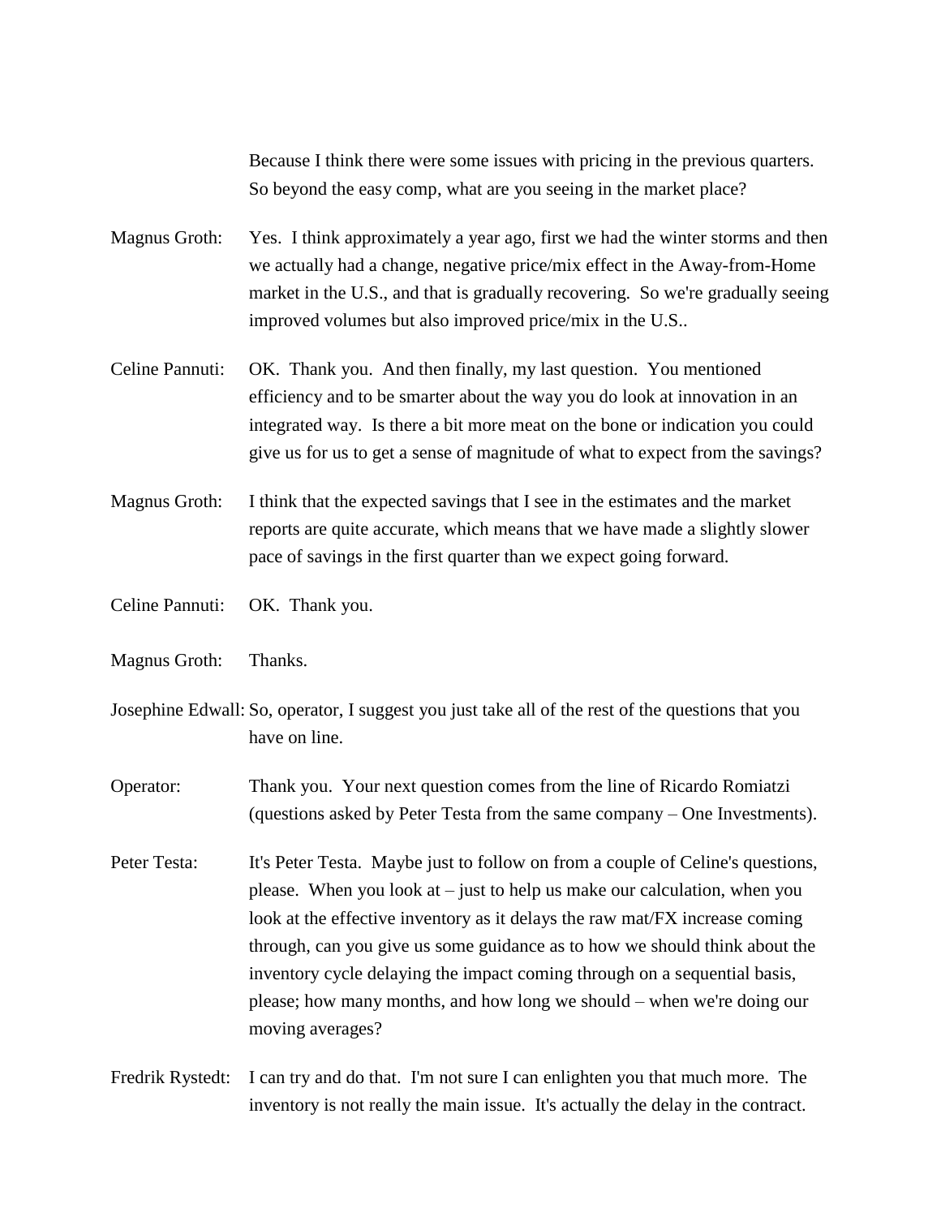Because I think there were some issues with pricing in the previous quarters. So beyond the easy comp, what are you seeing in the market place?

Magnus Groth: Yes. I think approximately a year ago, first we had the winter storms and then we actually had a change, negative price/mix effect in the Away-from-Home market in the U.S., and that is gradually recovering. So we're gradually seeing improved volumes but also improved price/mix in the U.S..

Celine Pannuti: OK. Thank you. And then finally, my last question. You mentioned efficiency and to be smarter about the way you do look at innovation in an integrated way. Is there a bit more meat on the bone or indication you could give us for us to get a sense of magnitude of what to expect from the savings?

Magnus Groth: I think that the expected savings that I see in the estimates and the market reports are quite accurate, which means that we have made a slightly slower pace of savings in the first quarter than we expect going forward.

Celine Pannuti: OK. Thank you.

Magnus Groth: Thanks.

Josephine Edwall: So, operator, I suggest you just take all of the rest of the questions that you have on line.

Operator: Thank you. Your next question comes from the line of Ricardo Romiatzi (questions asked by Peter Testa from the same company – One Investments).

Peter Testa: It's Peter Testa. Maybe just to follow on from a couple of Celine's questions, please. When you look at – just to help us make our calculation, when you look at the effective inventory as it delays the raw mat/FX increase coming through, can you give us some guidance as to how we should think about the inventory cycle delaying the impact coming through on a sequential basis, please; how many months, and how long we should – when we're doing our moving averages?

Fredrik Rystedt: I can try and do that. I'm not sure I can enlighten you that much more. The inventory is not really the main issue. It's actually the delay in the contract.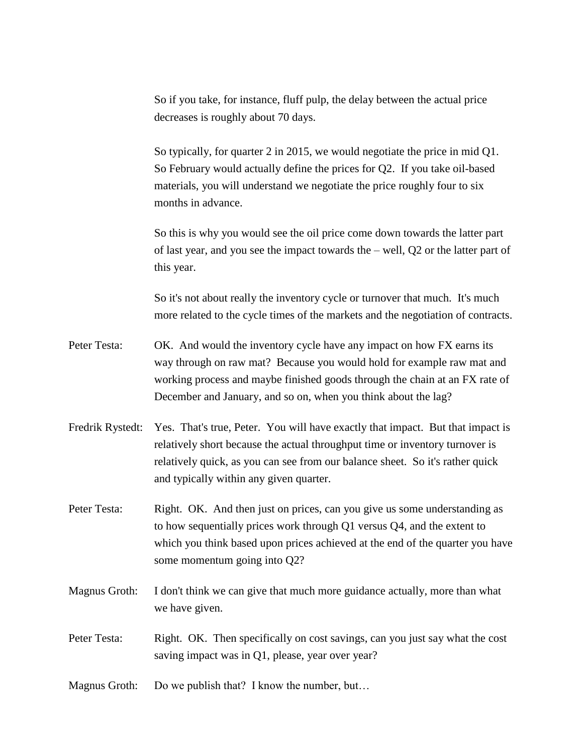So if you take, for instance, fluff pulp, the delay between the actual price decreases is roughly about 70 days.

So typically, for quarter 2 in 2015, we would negotiate the price in mid Q1. So February would actually define the prices for Q2. If you take oil-based materials, you will understand we negotiate the price roughly four to six months in advance.

So this is why you would see the oil price come down towards the latter part of last year, and you see the impact towards the – well, Q2 or the latter part of this year.

So it's not about really the inventory cycle or turnover that much. It's much more related to the cycle times of the markets and the negotiation of contracts.

Peter Testa: OK. And would the inventory cycle have any impact on how FX earns its way through on raw mat? Because you would hold for example raw mat and working process and maybe finished goods through the chain at an FX rate of December and January, and so on, when you think about the lag?

Fredrik Rystedt: Yes. That's true, Peter. You will have exactly that impact. But that impact is relatively short because the actual throughput time or inventory turnover is relatively quick, as you can see from our balance sheet. So it's rather quick and typically within any given quarter.

Peter Testa: Right. OK. And then just on prices, can you give us some understanding as to how sequentially prices work through Q1 versus Q4, and the extent to which you think based upon prices achieved at the end of the quarter you have some momentum going into Q2?

Magnus Groth: I don't think we can give that much more guidance actually, more than what we have given.

Peter Testa: Right. OK. Then specifically on cost savings, can you just say what the cost saving impact was in Q1, please, year over year?

Magnus Groth: Do we publish that? I know the number, but…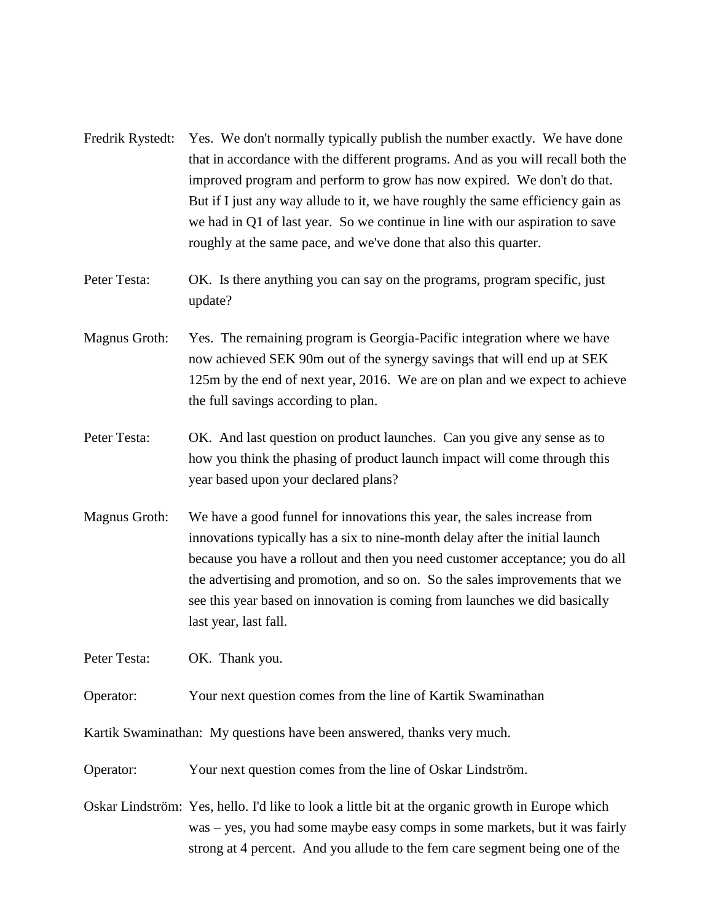Fredrik Rystedt: Yes. We don't normally typically publish the number exactly. We have done that in accordance with the different programs. And as you will recall both the improved program and perform to grow has now expired. We don't do that. But if I just any way allude to it, we have roughly the same efficiency gain as we had in Q1 of last year. So we continue in line with our aspiration to save roughly at the same pace, and we've done that also this quarter.

Peter Testa: OK. Is there anything you can say on the programs, program specific, just update?

Magnus Groth: Yes. The remaining program is Georgia-Pacific integration where we have now achieved SEK 90m out of the synergy savings that will end up at SEK 125m by the end of next year, 2016. We are on plan and we expect to achieve the full savings according to plan.

Peter Testa: OK. And last question on product launches. Can you give any sense as to how you think the phasing of product launch impact will come through this year based upon your declared plans?

Magnus Groth: We have a good funnel for innovations this year, the sales increase from innovations typically has a six to nine-month delay after the initial launch because you have a rollout and then you need customer acceptance; you do all the advertising and promotion, and so on. So the sales improvements that we see this year based on innovation is coming from launches we did basically last year, last fall.

Peter Testa: OK. Thank you.

Operator: Your next question comes from the line of Kartik Swaminathan

Kartik Swaminathan: My questions have been answered, thanks very much.

Operator: Your next question comes from the line of Oskar Lindström.

Oskar Lindström: Yes, hello. I'd like to look a little bit at the organic growth in Europe which was – yes, you had some maybe easy comps in some markets, but it was fairly strong at 4 percent. And you allude to the fem care segment being one of the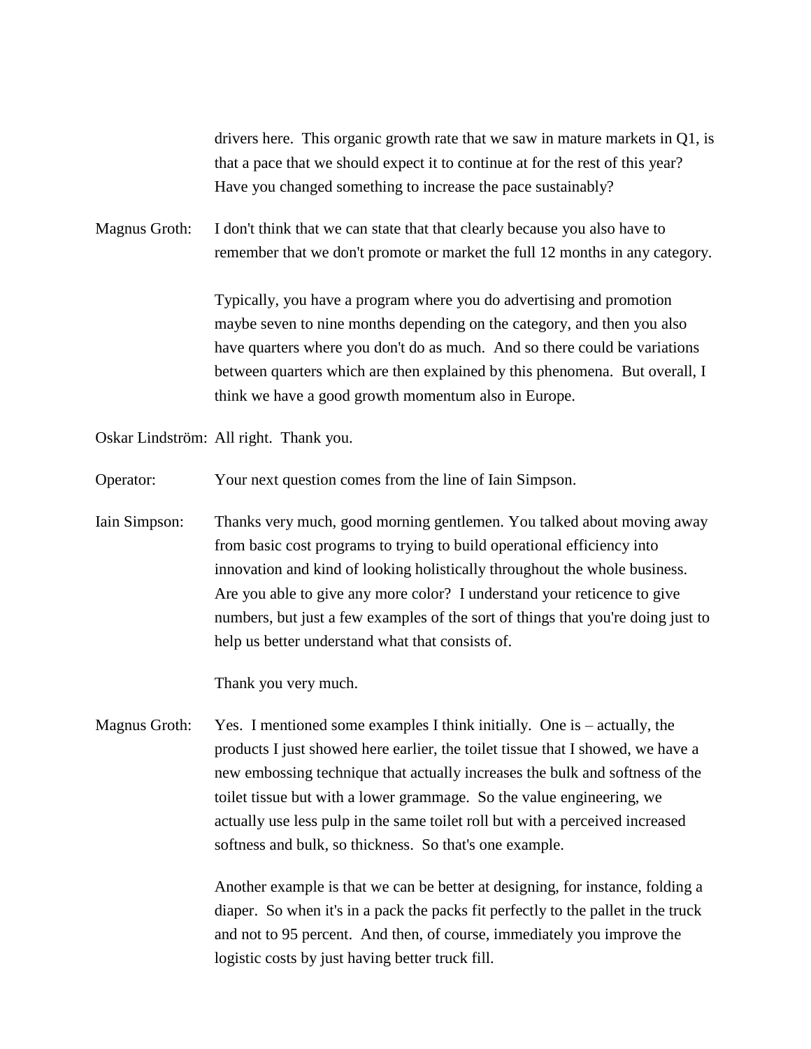drivers here. This organic growth rate that we saw in mature markets in Q1, is that a pace that we should expect it to continue at for the rest of this year? Have you changed something to increase the pace sustainably?

Magnus Groth: I don't think that we can state that that clearly because you also have to remember that we don't promote or market the full 12 months in any category.

Typically, you have a program where you do advertising and promotion maybe seven to nine months depending on the category, and then you also have quarters where you don't do as much. And so there could be variations between quarters which are then explained by this phenomena. But overall, I think we have a good growth momentum also in Europe.

Oskar Lindström: All right. Thank you.

Operator: Your next question comes from the line of Iain Simpson.

Iain Simpson: Thanks very much, good morning gentlemen. You talked about moving away from basic cost programs to trying to build operational efficiency into innovation and kind of looking holistically throughout the whole business. Are you able to give any more color? I understand your reticence to give numbers, but just a few examples of the sort of things that you're doing just to help us better understand what that consists of.

Thank you very much.

Magnus Groth: Yes. I mentioned some examples I think initially. One is – actually, the products I just showed here earlier, the toilet tissue that I showed, we have a new embossing technique that actually increases the bulk and softness of the toilet tissue but with a lower grammage. So the value engineering, we actually use less pulp in the same toilet roll but with a perceived increased softness and bulk, so thickness. So that's one example.

Another example is that we can be better at designing, for instance, folding a diaper. So when it's in a pack the packs fit perfectly to the pallet in the truck and not to 95 percent. And then, of course, immediately you improve the logistic costs by just having better truck fill.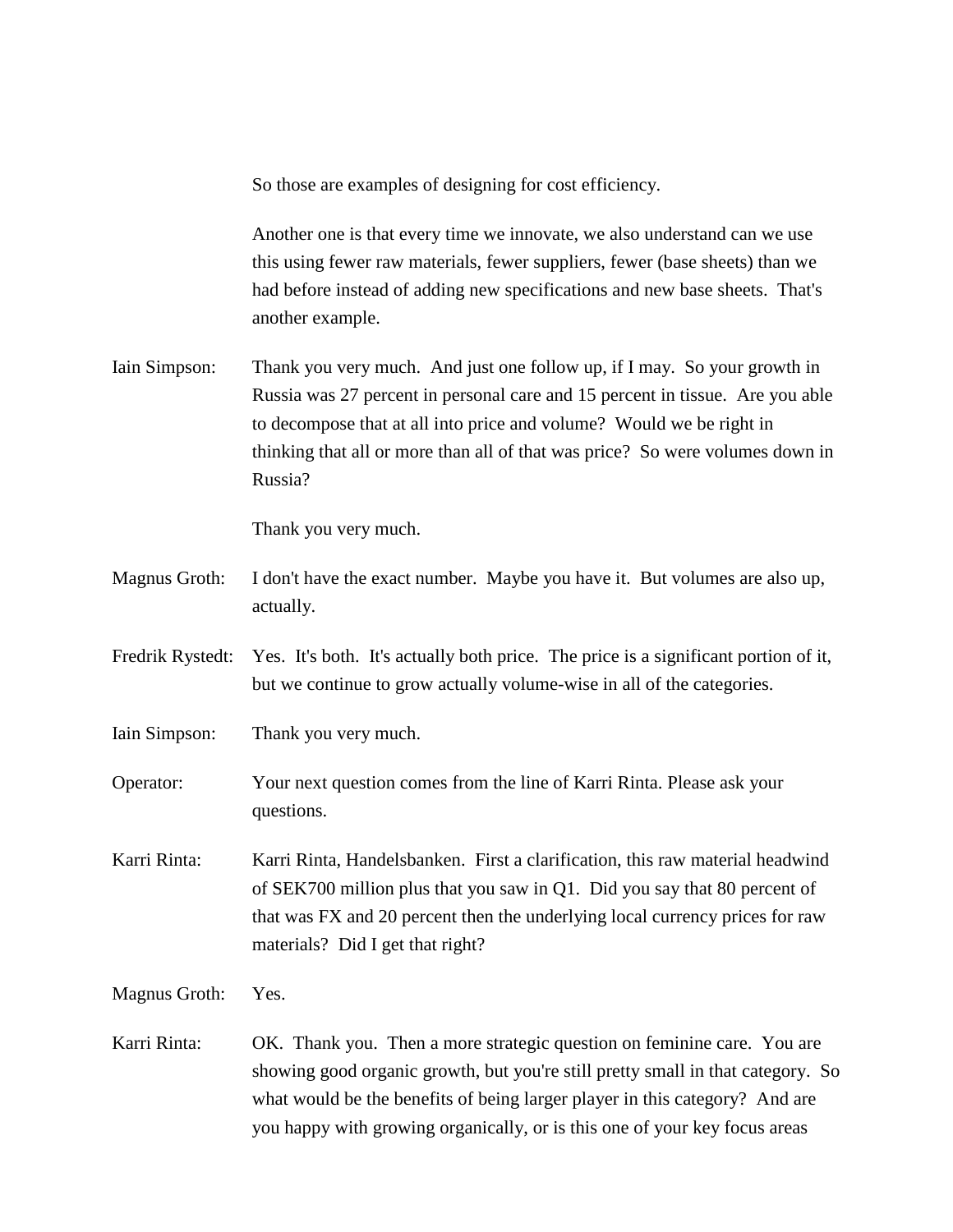So those are examples of designing for cost efficiency.

Another one is that every time we innovate, we also understand can we use this using fewer raw materials, fewer suppliers, fewer (base sheets) than we had before instead of adding new specifications and new base sheets. That's another example.

Iain Simpson: Thank you very much. And just one follow up, if I may. So your growth in Russia was 27 percent in personal care and 15 percent in tissue. Are you able to decompose that at all into price and volume? Would we be right in thinking that all or more than all of that was price? So were volumes down in Russia?

Thank you very much.

Magnus Groth: I don't have the exact number. Maybe you have it. But volumes are also up, actually.

Fredrik Rystedt: Yes. It's both. It's actually both price. The price is a significant portion of it, but we continue to grow actually volume-wise in all of the categories.

Iain Simpson: Thank you very much.

Operator: Your next question comes from the line of Karri Rinta. Please ask your questions.

Karri Rinta: Karri Rinta, Handelsbanken. First a clarification, this raw material headwind of SEK700 million plus that you saw in Q1. Did you say that 80 percent of that was FX and 20 percent then the underlying local currency prices for raw materials? Did I get that right?

Magnus Groth: Yes.

Karri Rinta: OK. Thank you. Then a more strategic question on feminine care. You are showing good organic growth, but you're still pretty small in that category. So what would be the benefits of being larger player in this category? And are you happy with growing organically, or is this one of your key focus areas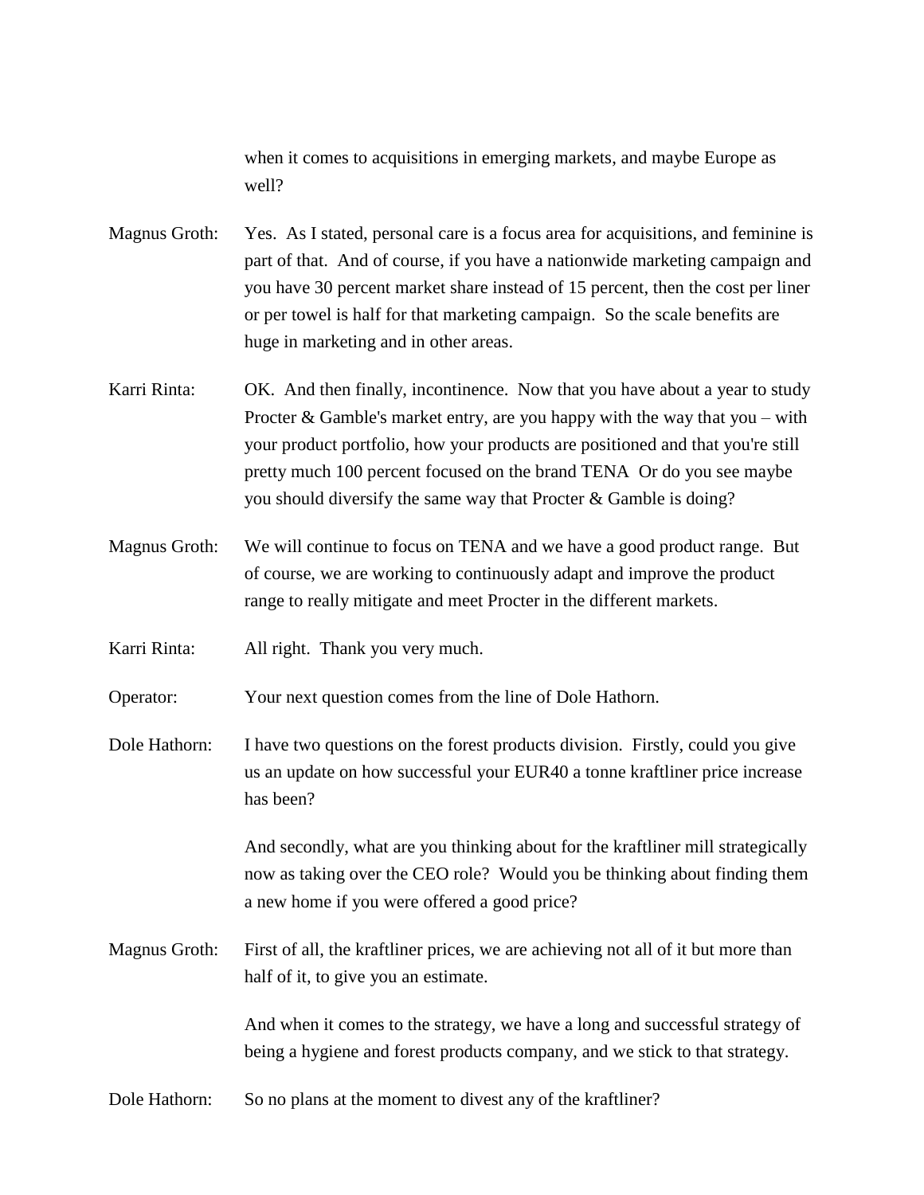when it comes to acquisitions in emerging markets, and maybe Europe as well?

Magnus Groth: Yes. As I stated, personal care is a focus area for acquisitions, and feminine is part of that. And of course, if you have a nationwide marketing campaign and you have 30 percent market share instead of 15 percent, then the cost per liner or per towel is half for that marketing campaign. So the scale benefits are huge in marketing and in other areas.

Karri Rinta: OK. And then finally, incontinence. Now that you have about a year to study Procter & Gamble's market entry, are you happy with the way that you – with your product portfolio, how your products are positioned and that you're still pretty much 100 percent focused on the brand TENA Or do you see maybe you should diversify the same way that Procter & Gamble is doing?

Magnus Groth: We will continue to focus on TENA and we have a good product range. But of course, we are working to continuously adapt and improve the product range to really mitigate and meet Procter in the different markets.

Karri Rinta: All right. Thank you very much.

Operator: Your next question comes from the line of Dole Hathorn.

Dole Hathorn: I have two questions on the forest products division. Firstly, could you give us an update on how successful your EUR40 a tonne kraftliner price increase has been?

And secondly, what are you thinking about for the kraftliner mill strategically now as taking over the CEO role? Would you be thinking about finding them a new home if you were offered a good price?

Magnus Groth: First of all, the kraftliner prices, we are achieving not all of it but more than half of it, to give you an estimate.

And when it comes to the strategy, we have a long and successful strategy of being a hygiene and forest products company, and we stick to that strategy.

Dole Hathorn: So no plans at the moment to divest any of the kraftliner?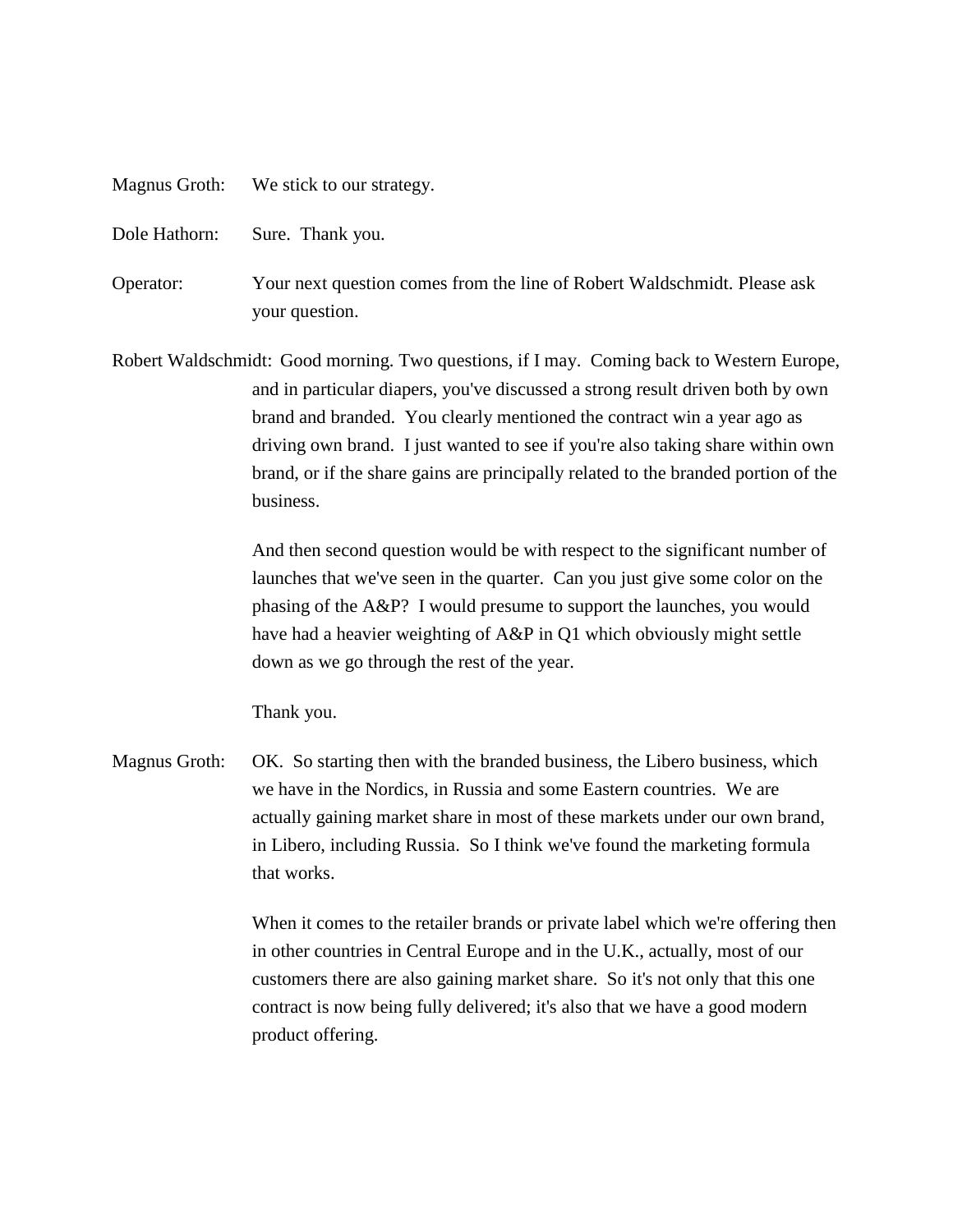Magnus Groth: We stick to our strategy.

Dole Hathorn: Sure. Thank you.

Operator: Your next question comes from the line of Robert Waldschmidt. Please ask your question.

Robert Waldschmidt: Good morning. Two questions, if I may. Coming back to Western Europe, and in particular diapers, you've discussed a strong result driven both by own brand and branded. You clearly mentioned the contract win a year ago as driving own brand. I just wanted to see if you're also taking share within own brand, or if the share gains are principally related to the branded portion of the business.

And then second question would be with respect to the significant number of launches that we've seen in the quarter. Can you just give some color on the phasing of the A&P? I would presume to support the launches, you would have had a heavier weighting of A&P in Q1 which obviously might settle down as we go through the rest of the year.

Thank you.

Magnus Groth: OK. So starting then with the branded business, the Libero business, which we have in the Nordics, in Russia and some Eastern countries. We are actually gaining market share in most of these markets under our own brand, in Libero, including Russia. So I think we've found the marketing formula that works.

When it comes to the retailer brands or private label which we're offering then in other countries in Central Europe and in the U.K., actually, most of our customers there are also gaining market share. So it's not only that this one contract is now being fully delivered; it's also that we have a good modern product offering.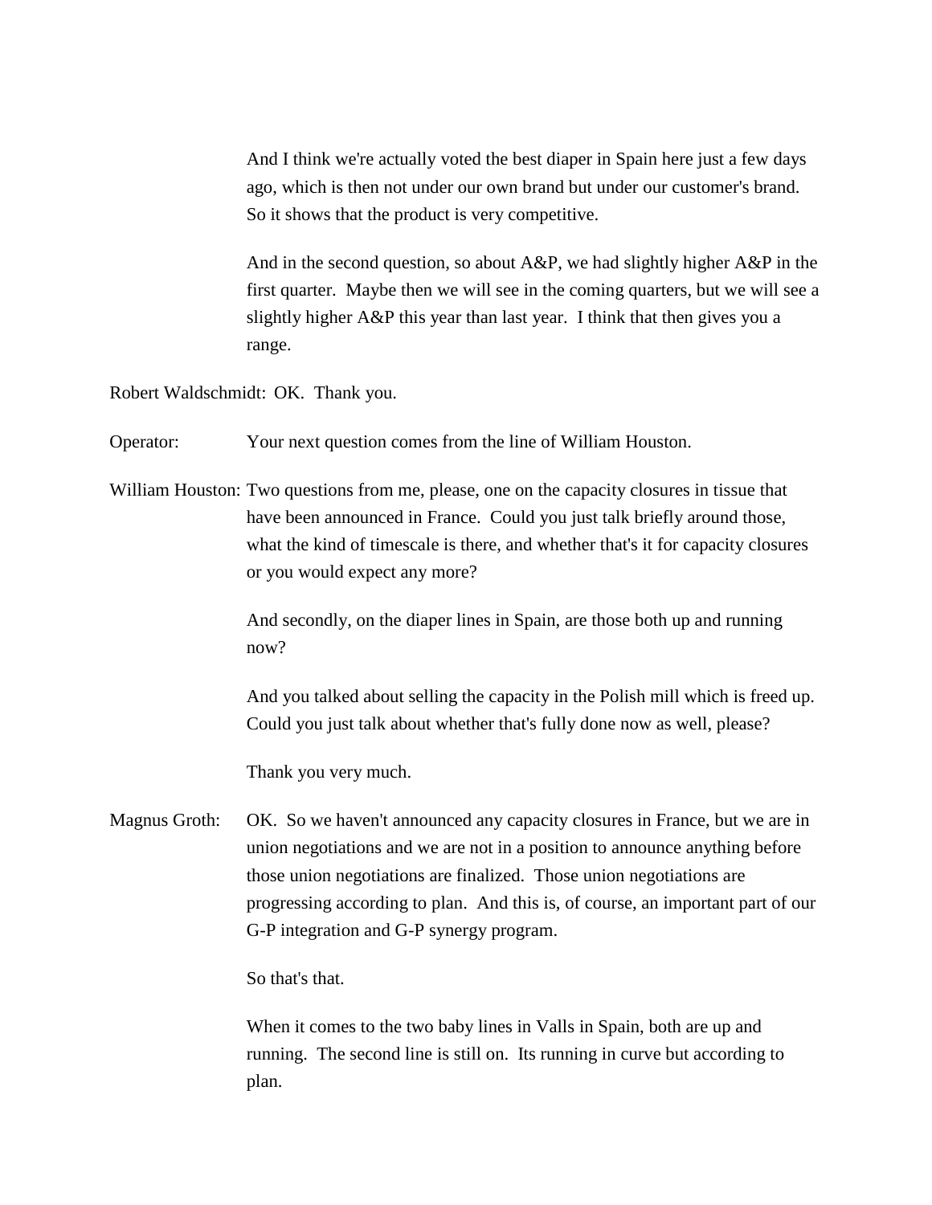And I think we're actually voted the best diaper in Spain here just a few days ago, which is then not under our own brand but under our customer's brand. So it shows that the product is very competitive.

And in the second question, so about A&P, we had slightly higher A&P in the first quarter. Maybe then we will see in the coming quarters, but we will see a slightly higher A&P this year than last year. I think that then gives you a range.

Robert Waldschmidt: OK. Thank you.

Operator: Your next question comes from the line of William Houston.

William Houston: Two questions from me, please, one on the capacity closures in tissue that have been announced in France. Could you just talk briefly around those, what the kind of timescale is there, and whether that's it for capacity closures or you would expect any more?

And secondly, on the diaper lines in Spain, are those both up and running now?

And you talked about selling the capacity in the Polish mill which is freed up. Could you just talk about whether that's fully done now as well, please?

Thank you very much.

Magnus Groth: OK. So we haven't announced any capacity closures in France, but we are in union negotiations and we are not in a position to announce anything before those union negotiations are finalized. Those union negotiations are progressing according to plan. And this is, of course, an important part of our G-P integration and G-P synergy program.

So that's that.

When it comes to the two baby lines in Valls in Spain, both are up and running. The second line is still on. Its running in curve but according to plan.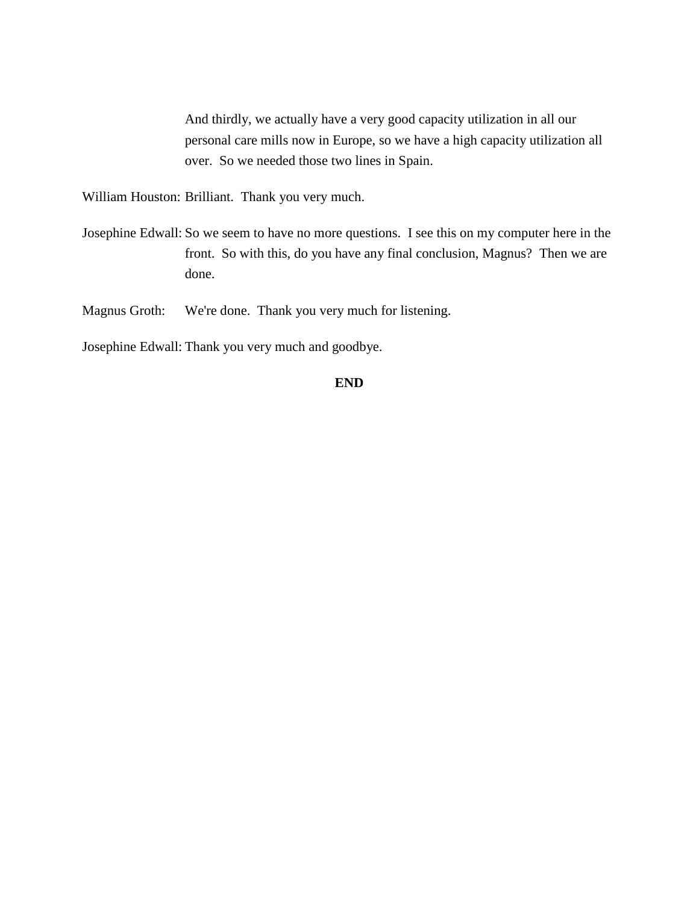And thirdly, we actually have a very good capacity utilization in all our personal care mills now in Europe, so we have a high capacity utilization all over. So we needed those two lines in Spain.

William Houston: Brilliant. Thank you very much.

Josephine Edwall: So we seem to have no more questions. I see this on my computer here in the front. So with this, do you have any final conclusion, Magnus? Then we are done.

Magnus Groth: We're done. Thank you very much for listening.

Josephine Edwall: Thank you very much and goodbye.

**END**